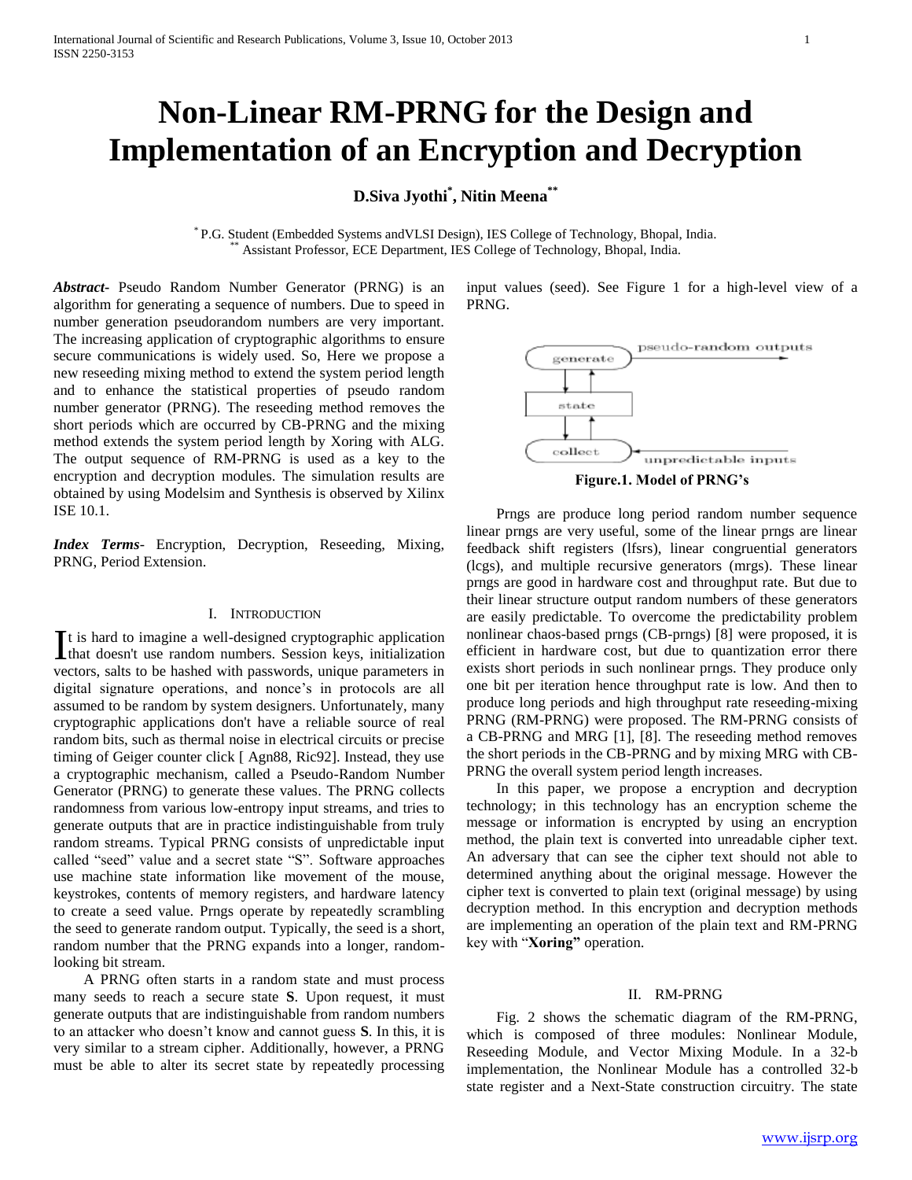# Non-Linear RM-PRNG for the Design and Implementation of an Encryption and Decryption

**D.Siva Jyothi[*], Nitin Meena[**]**

[*] P.G. Student (Embedded Systems andVLSI Design), IES College of Technology, Bhopal, India.
[**] Assistant Professor, ECE Department, IES College of Technology, Bhopal, India.

***Abstract-*** Pseudo Random Number Generator (PRNG) is an algorithm for generating a sequence of numbers. Due to speed in number generation pseudorandom numbers are very important. The increasing application of cryptographic algorithms to ensure secure communications is widely used. So, Here we propose a new reseeding mixing method to extend the system period length and to enhance the statistical properties of pseudo random number generator (PRNG). The reseeding method removes the short periods which are occurred by CB-PRNG and the mixing method extends the system period length by Xoring with ALG. The output sequence of RM-PRNG is used as a key to the encryption and decryption modules. The simulation results are obtained by using Modelsim and Synthesis is observed by Xilinx ISE 10.1.

***Index Terms-*** Encryption, Decryption, Reseeding, Mixing, PRNG, Period Extension.

## I. Introduction

It is hard to imagine a well-designed cryptographic application that doesn't use random numbers. Session keys, initialization vectors, salts to be hashed with passwords, unique parameters in digital signature operations, and nonce's in protocols are all assumed to be random by system designers. Unfortunately, many cryptographic applications don't have a reliable source of real random bits, such as thermal noise in electrical circuits or precise timing of Geiger counter click [ Agn88, Ric92]. Instead, they use a cryptographic mechanism, called a Pseudo-Random Number Generator (PRNG) to generate these values. The PRNG collects randomness from various low-entropy input streams, and tries to generate outputs that are in practice indistinguishable from truly random streams. Typical PRNG consists of unpredictable input called "seed" value and a secret state "S". Software approaches use machine state information like movement of the mouse, keystrokes, contents of memory registers, and hardware latency to create a seed value. Prngs operate by repeatedly scrambling the seed to generate random output. Typically, the seed is a short, random number that the PRNG expands into a longer, random-looking bit stream.

A PRNG often starts in a random state and must process many seeds to reach a secure state **S**. Upon request, it must generate outputs that are indistinguishable from random numbers to an attacker who doesn't know and cannot guess **S**. In this, it is very similar to a stream cipher. Additionally, however, a PRNG must be able to alter its secret state by repeatedly processing input values (seed). See Figure 1 for a high-level view of a PRNG.

**Figure.1. Model of PRNG's**

Prngs are produce long period random number sequence linear prngs are very useful, some of the linear prngs are linear feedback shift registers (lfsrs), linear congruential generators (lcgs), and multiple recursive generators (mrgs). These linear prngs are good in hardware cost and throughput rate. But due to their linear structure output random numbers of these generators are easily predictable. To overcome the predictability problem nonlinear chaos-based prngs (CB-prngs) [8] were proposed, it is efficient in hardware cost, but due to quantization error there exists short periods in such nonlinear prngs. They produce only one bit per iteration hence throughput rate is low. And then to produce long periods and high throughput rate reseeding-mixing PRNG (RM-PRNG) were proposed. The RM-PRNG consists of a CB-PRNG and MRG [1], [8]. The reseeding method removes the short periods in the CB-PRNG and by mixing MRG with CB-PRNG the overall system period length increases.

In this paper, we propose a encryption and decryption technology; in this technology has an encryption scheme the message or information is encrypted by using an encryption method, the plain text is converted into unreadable cipher text. An adversary that can see the cipher text should not able to determined anything about the original message. However the cipher text is converted to plain text (original message) by using decryption method. In this encryption and decryption methods are implementing an operation of the plain text and RM-PRNG key with "**Xoring"** operation.

## II. RM-PRNG

Fig. 2 shows the schematic diagram of the RM-PRNG, which is composed of three modules: Nonlinear Module, Reseeding Module, and Vector Mixing Module. In a 32-b implementation, the Nonlinear Module has a controlled 32-b state register and a Next-State construction circuitry. The state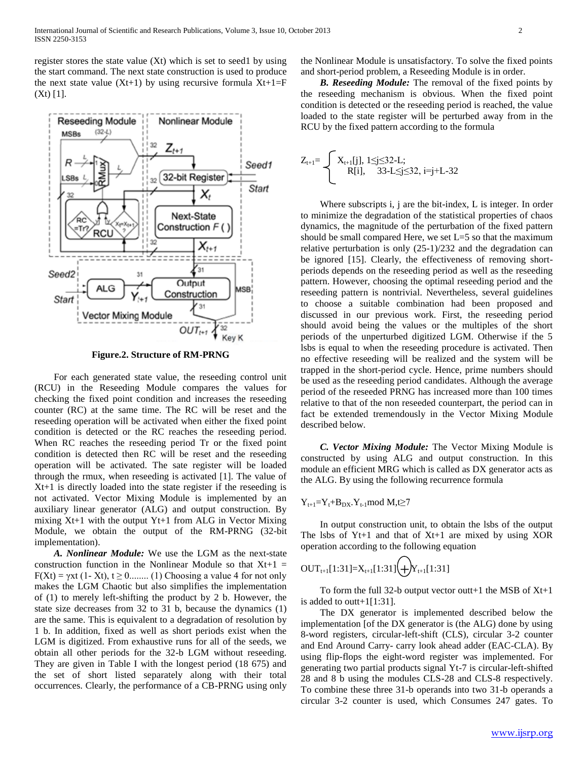register stores the state value (Xt) which is set to seed1 by using the start command. The next state construction is used to produce the next state value (Xt+1) by using recursive formula $X_{t+1}=F(X_t)$ [1].

**Figure.2. Structure of RM-PRNG**

For each generated state value, the reseeding control unit (RCU) in the Reseeding Module compares the values for checking the fixed point condition and increases the reseeding counter (RC) at the same time. The RC will be reset and the reseeding operation will be activated when either the fixed point condition is detected or the RC reaches the reseeding period. When RC reaches the reseeding period Tr or the fixed point condition is detected then RC will be reset and the reseeding operation will be activated. The sate register will be loaded through the rmux, when reseeding is activated [1]. The value of Xt+1 is directly loaded into the state register if the reseeding is not activated. Vector Mixing Module is implemented by an auxiliary linear generator (ALG) and output construction. By mixing Xt+1 with the output Yt+1 from ALG in Vector Mixing Module, we obtain the output of the RM-PRNG (32-bit implementation).

***A. Nonlinear Module:*** We use the LGM as the next-state construction function in the Nonlinear Module so that $X_{t+1} = F(X_t) = \gamma x_t (1- X_t), t \geq 0$........ (1) Choosing a value 4 for not only makes the LGM Chaotic but also simplifies the implementation of (1) to merely left-shifting the product by 2 b. However, the state size decreases from 32 to 31 b, because the dynamics (1) are the same. This is equivalent to a degradation of resolution by 1 b. In addition, fixed as well as short periods exist when the LGM is digitized. From exhaustive runs for all of the seeds, we obtain all other periods for the 32-b LGM without reseeding. They are given in Table I with the longest period (18 675) and the set of short listed separately along with their total occurrences. Clearly, the performance of a CB-PRNG using only the Nonlinear Module is unsatisfactory. To solve the fixed points and short-period problem, a Reseeding Module is in order.

***B. Reseeding Module:*** The removal of the fixed points by the reseeding mechanism is obvious. When the fixed point condition is detected or the reseeding period is reached, the value loaded to the state register will be perturbed away from in the RCU by the fixed pattern according to the formula

$$Z_{t+1}= \begin{cases} X_{t+1}[j], & 1\leq j\leq 32-L; \\ R[i], & 33-L\leq j\leq 32,\ i=j+L-32 \end{cases}$$

Where subscripts i, j are the bit-index, L is integer. In order to minimize the degradation of the statistical properties of chaos dynamics, the magnitude of the perturbation of the fixed pattern should be small compared Here, we set L=5 so that the maximum relative perturbation is only (25-1)/232 and the degradation can be ignored [15]. Clearly, the effectiveness of removing short-periods depends on the reseeding period as well as the reseeding pattern. However, choosing the optimal reseeding period and the reseeding pattern is nontrivial. Nevertheless, several guidelines to choose a suitable combination had been proposed and discussed in our previous work. First, the reseeding period should avoid being the values or the multiples of the short periods of the unperturbed digitized LGM. Otherwise if the 5 lsbs is equal to when the reseeding procedure is activated. Then no effective reseeding will be realized and the system will be trapped in the short-period cycle. Hence, prime numbers should be used as the reseeding period candidates. Although the average period of the reseeded PRNG has increased more than 100 times relative to that of the non reseeded counterpart, the period can in fact be extended tremendously in the Vector Mixing Module described below.

***C. Vector Mixing Module:*** The Vector Mixing Module is constructed by using ALG and output construction. In this module an efficient MRG which is called as DX generator acts as the ALG. By using the following recurrence formula

$$Y_{t+1}=Y_t+B_{DX}.Y_{t-1} \bmod M, t\geq 7$$

In output construction unit, to obtain the lsbs of the output The lsbs of Yt+1 and that of Xt+1 are mixed by using XOR operation according to the following equation

$$OUT_{t+1}[1:31]=X_{t+1}[1:31] \oplus Y_{t+1}[1:31]$$

To form the full 32-b output vector outt+1 the MSB of Xt+1 is added to outt+1[1:31].

The DX generator is implemented described below the implementation [of the DX generator is (the ALG) done by using 8-word registers, circular-left-shift (CLS), circular 3-2 counter and End Around Carry- carry look ahead adder (EAC-CLA). By using flip-flops the eight-word register was implemented. For generating two partial products signal Yt-7 is circular-left-shifted 28 and 8 b using the modules CLS-28 and CLS-8 respectively. To combine these three 31-b operands into two 31-b operands a circular 3-2 counter is used, which Consumes 247 gates. To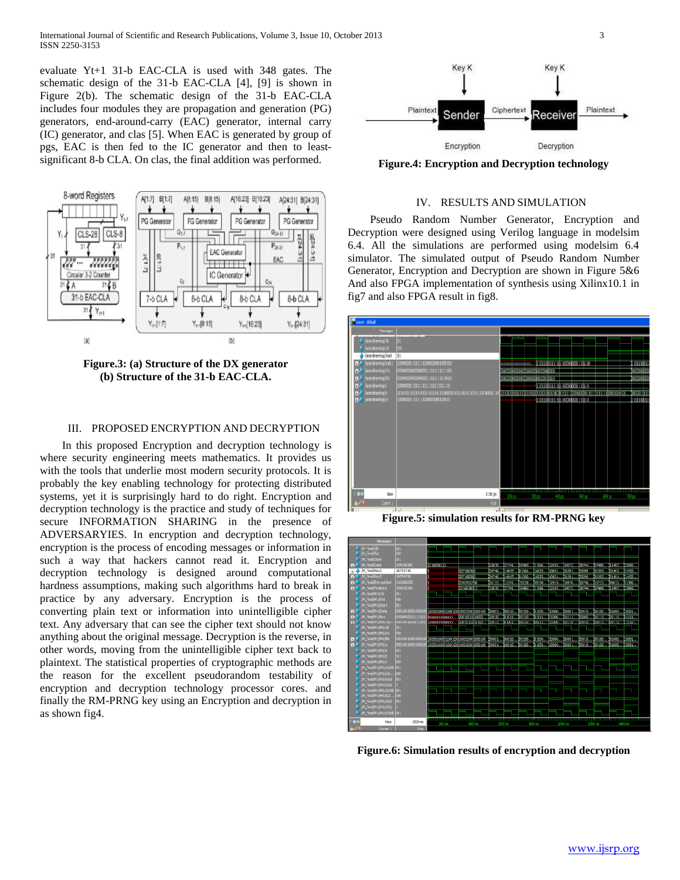evaluate Yt+1 31-b EAC-CLA is used with 348 gates. The schematic design of the 31-b EAC-CLA [4], [9] is shown in Figure 2(b). The schematic design of the 31-b EAC-CLA includes four modules they are propagation and generation (PG) generators, end-around-carry (EAC) generator, internal carry (IC) generator, and clas [5]. When EAC is generated by group of pgs, EAC is then fed to the IC generator and then to least-significant 8-b CLA. On clas, the final addition was performed.

**Figure.3: (a) Structure of the DX generator (b) Structure of the 31-b EAC-CLA.**

## III. PROPOSED ENCRYPTION AND DECRYPTION

In this proposed Encryption and decryption technology is where security engineering meets mathematics. It provides us with the tools that underlie most modern security protocols. It is probably the key enabling technology for protecting distributed systems, yet it is surprisingly hard to do right. Encryption and decryption technology is the practice and study of techniques for secure INFORMATION SHARING in the presence of ADVERSARYIES. In encryption and decryption technology, encryption is the process of encoding messages or information in such a way that hackers cannot read it. Encryption and decryption technology is designed around computational hardness assumptions, making such algorithms hard to break in practice by any adversary. Encryption is the process of converting plain text or information into unintelligible cipher text. Any adversary that can see the cipher text should not know anything about the original message. Decryption is the reverse, in other words, moving from the unintelligible cipher text back to plaintext. The statistical properties of cryptographic methods are the reason for the excellent pseudorandom testability of encryption and decryption technology processor cores. and finally the RM-PRNG key using an Encryption and decryption in as shown fig4.

**Figure.4: Encryption and Decryption technology**

## IV. RESULTS AND SIMULATION

Pseudo Random Number Generator, Encryption and Decryption were designed using Verilog language in modelsim 6.4. All the simulations are performed using modelsim 6.4 simulator. The simulated output of Pseudo Random Number Generator, Encryption and Decryption are shown in Figure 5&6 And also FPGA implementation of synthesis using Xilinx10.1 in fig7 and also FPGA result in fig8.

**Figure.5: simulation results for RM-PRNG key**

**Figure.6: Simulation results of encryption and decryption**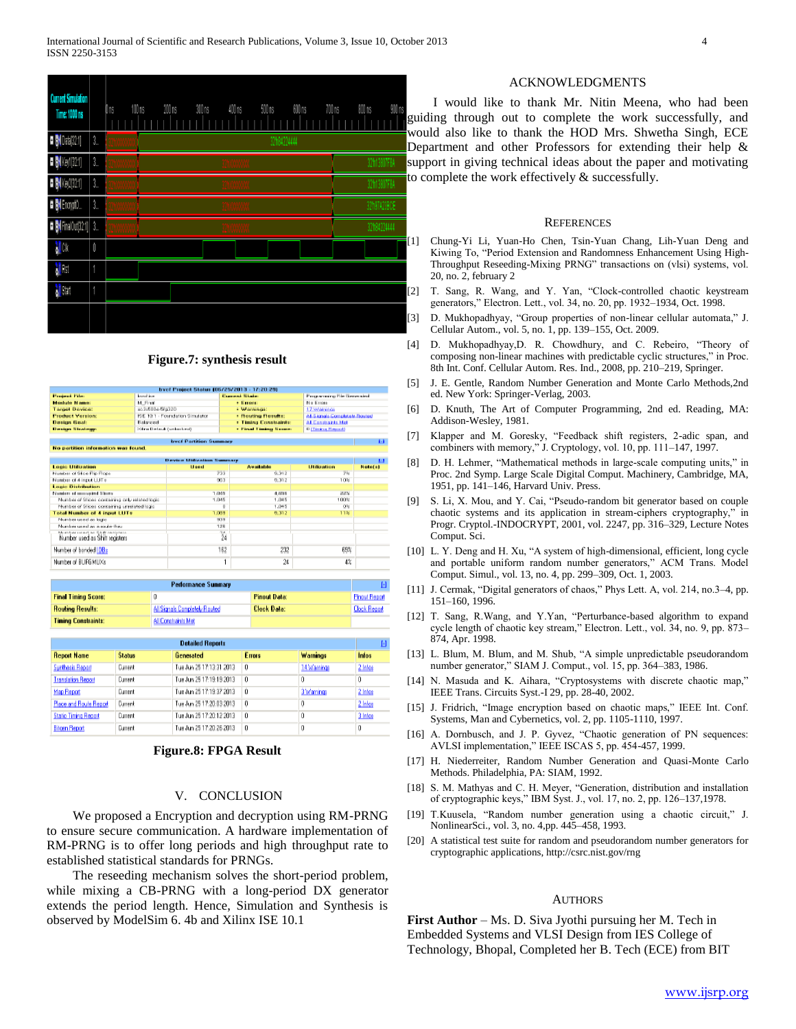Figure.7: synthesis result

Figure.8: FPGA Result

## V. CONCLUSION

We proposed a Encryption and decryption using RM-PRNG to ensure secure communication. A hardware implementation of RM-PRNG is to offer long periods and high throughput rate to established statistical standards for PRNGs.

The reseeding mechanism solves the short-period problem, while mixing a CB-PRNG with a long-period DX generator extends the period length. Hence, Simulation and Synthesis is observed by ModelSim 6. 4b and Xilinx ISE 10.1

## ACKNOWLEDGMENTS

I would like to thank Mr. Nitin Meena, who had been guiding through out to complete the work successfully, and would also like to thank the HOD Mrs. Shwetha Singh, ECE Department and other Professors for extending their help & support in giving technical ideas about the paper and motivating to complete the work effectively & successfully.

## REFERENCES

[1] Chung-Yi Li, Yuan-Ho Chen, Tsin-Yuan Chang, Lih-Yuan Deng and Kiwing To, "Period Extension and Randomness Enhancement Using High-Throughput Reseeding-Mixing PRNG" transactions on (vlsi) systems, vol. 20, no. 2, february 2

[2] T. Sang, R. Wang, and Y. Yan, "Clock-controlled chaotic keystream generators," Electron. Lett., vol. 34, no. 20, pp. 1932–1934, Oct. 1998.

[3] D. Mukhopadhyay, "Group properties of non-linear cellular automata," J. Cellular Autom., vol. 5, no. 1, pp. 139–155, Oct. 2009.

[4] D. Mukhopadhyay,D. R. Chowdhury, and C. Rebeiro, "Theory of composing non-linear machines with predictable cyclic structures," in Proc. 8th Int. Conf. Cellular Autom. Res. Ind., 2008, pp. 210–219, Springer.

[5] J. E. Gentle, Random Number Generation and Monte Carlo Methods,2nd ed. New York: Springer-Verlag, 2003.

[6] D. Knuth, The Art of Computer Programming, 2nd ed. Reading, MA: Addison-Wesley, 1981.

[7] Klapper and M. Goresky, "Feedback shift registers, 2-adic span, and combiners with memory," J. Cryptology, vol. 10, pp. 111–147, 1997.

[8] D. H. Lehmer, "Mathematical methods in large-scale computing units," in Proc. 2nd Symp. Large Scale Digital Comput. Machinery, Cambridge, MA, 1951, pp. 141–146, Harvard Univ. Press.

[9] S. Li, X. Mou, and Y. Cai, "Pseudo-random bit generator based on couple chaotic systems and its application in stream-ciphers cryptography," in Progr. Cryptol.-INDOCRYPT, 2001, vol. 2247, pp. 316–329, Lecture Notes Comput. Sci.

[10] L. Y. Deng and H. Xu, "A system of high-dimensional, efficient, long cycle and portable uniform random number generators," ACM Trans. Model Comput. Simul., vol. 13, no. 4, pp. 299–309, Oct. 1, 2003.

[11] J. Cermak, "Digital generators of chaos," Phys Lett. A, vol. 214, no.3–4, pp. 151–160, 1996.

[12] T. Sang, R.Wang, and Y.Yan, "Perturbance-based algorithm to expand cycle length of chaotic key stream," Electron. Lett., vol. 34, no. 9, pp. 873–874, Apr. 1998.

[13] L. Blum, M. Blum, and M. Shub, "A simple unpredictable pseudorandom number generator," SIAM J. Comput., vol. 15, pp. 364–383, 1986.

[14] N. Masuda and K. Aihara, "Cryptosystems with discrete chaotic map," IEEE Trans. Circuits Syst.-I 29, pp. 28-40, 2002.

[15] J. Fridrich, "Image encryption based on chaotic maps," IEEE Int. Conf. Systems, Man and Cybernetics, vol. 2, pp. 1105-1110, 1997.

[16] A. Dornbusch, and J. P. Gyvez, "Chaotic generation of PN sequences: AVLSI implementation," IEEE ISCAS 5, pp. 454-457, 1999.

[17] H. Niederreiter, Random Number Generation and Quasi-Monte Carlo Methods. Philadelphia, PA: SIAM, 1992.

[18] S. M. Mathyas and C. H. Meyer, "Generation, distribution and installation of cryptographic keys," IBM Syst. J., vol. 17, no. 2, pp. 126–137,1978.

[19] T.Kuusela, "Random number generation using a chaotic circuit," J. NonlinearSci., vol. 3, no. 4,pp. 445–458, 1993.

[20] A statistical test suite for random and pseudorandom number generators for cryptographic applications, http://csrc.nist.gov/rng

## AUTHORS

**First Author** – Ms. D. Siva Jyothi pursuing her M. Tech in Embedded Systems and VLSI Design from IES College of Technology, Bhopal, Completed her B. Tech (ECE) from BIT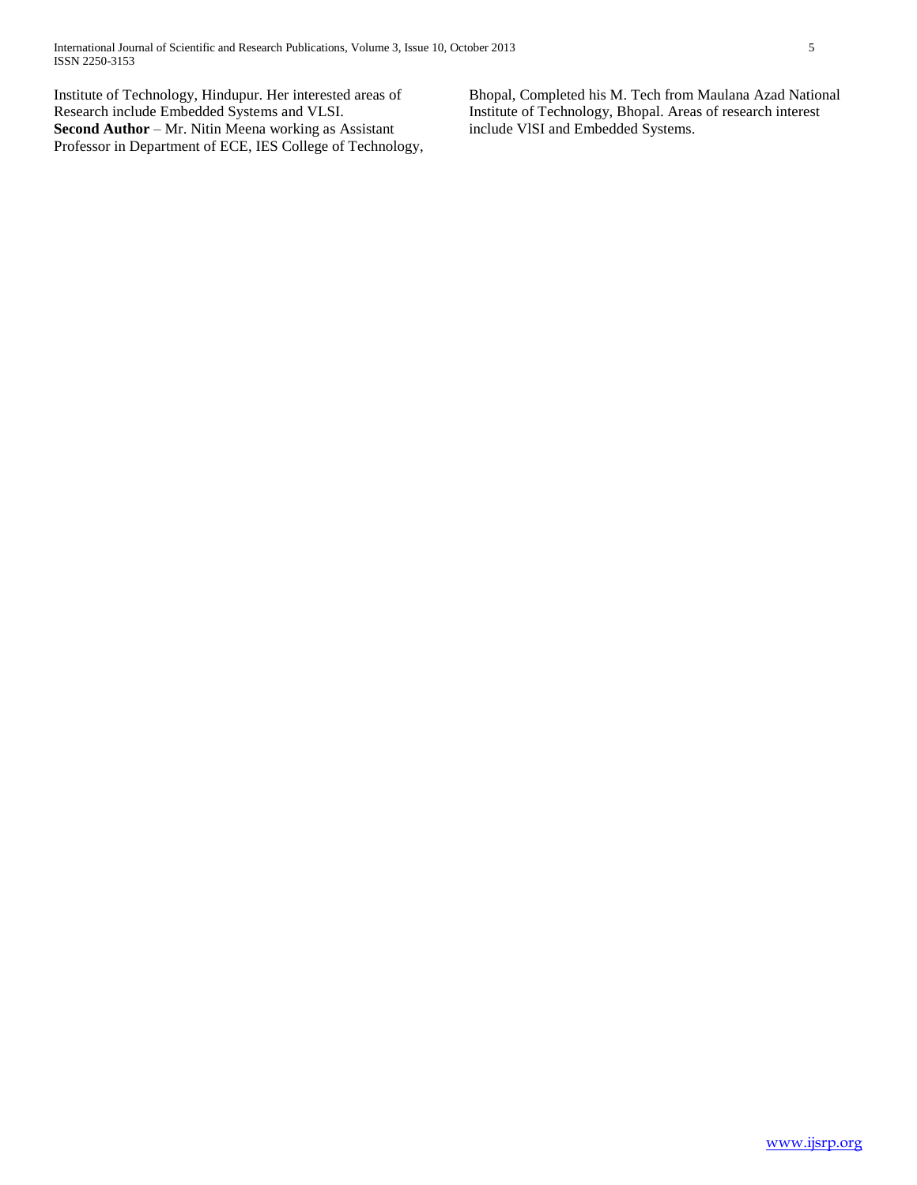Institute of Technology, Hindupur. Her interested areas of Research include Embedded Systems and VLSI.

**Second Author** – Mr. Nitin Meena working as Assistant Professor in Department of ECE, IES College of Technology, Bhopal, Completed his M. Tech from Maulana Azad National Institute of Technology, Bhopal. Areas of research interest include VlSI and Embedded Systems.